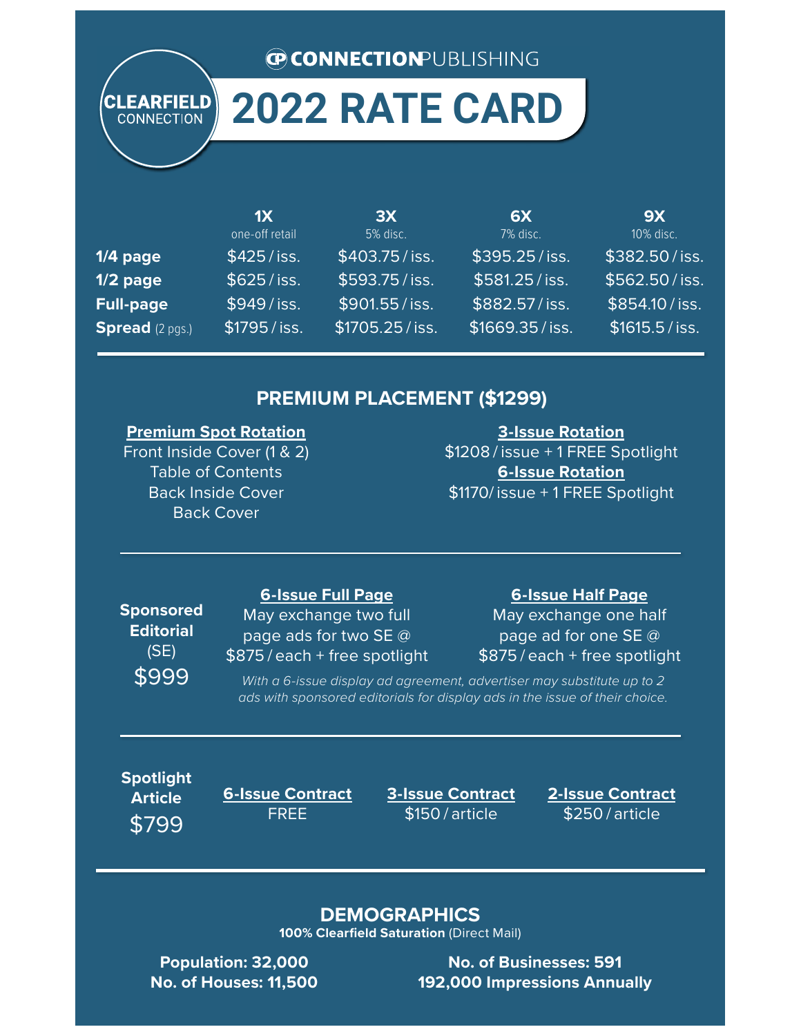CONNECTIONPUBLISHING

CLEARFIELD CONNECTION

# 2022 RATE CARD

| | 1X<br>one-off retail | 3X<br>5% disc. | 6X<br>7% disc. | 9X<br>10% disc. |
|---|---|---|---|---|
| **1/4 page** | $425 / iss. | $403.75 / iss. | $395.25 / iss. | $382.50 / iss. |
| **1/2 page** | $625 / iss. | $593.75 / iss. | $581.25 / iss. | $562.50 / iss. |
| **Full-page** | $949 / iss. | $901.55 / iss. | $882.57 / iss. | $854.10 / iss. |
| **Spread** (2 pgs.) | $1795 / iss. | $1705.25 / iss. | $1669.35 / iss. | $1615.5 / iss. |

## PREMIUM PLACEMENT ($1299)

**Premium Spot Rotation**

Front Inside Cover (1 & 2)
Table of Contents
Back Inside Cover
Back Cover

**3-Issue Rotation**

$1208 / issue + 1 FREE Spotlight

**6-Issue Rotation**

$1170/ issue + 1 FREE Spotlight

---

**Sponsored Editorial** (SE) $999

**6-Issue Full Page**

May exchange two full page ads for two SE @ $875 / each + free spotlight

**6-Issue Half Page**

May exchange one half page ad for one SE @ $875 / each + free spotlight

*With a 6-issue display ad agreement, advertiser may substitute up to 2 ads with sponsored editorials for display ads in the issue of their choice.*

---

**Spotlight Article** $799

| 6-Issue Contract | 3-Issue Contract | 2-Issue Contract |
|---|---|---|
| FREE | $150 / article | $250 / article |

## DEMOGRAPHICS

**100% Clearfield Saturation** (Direct Mail)

**Population: 32,000**
**No. of Houses: 11,500**

**No. of Businesses: 591**
**192,000 Impressions Annually**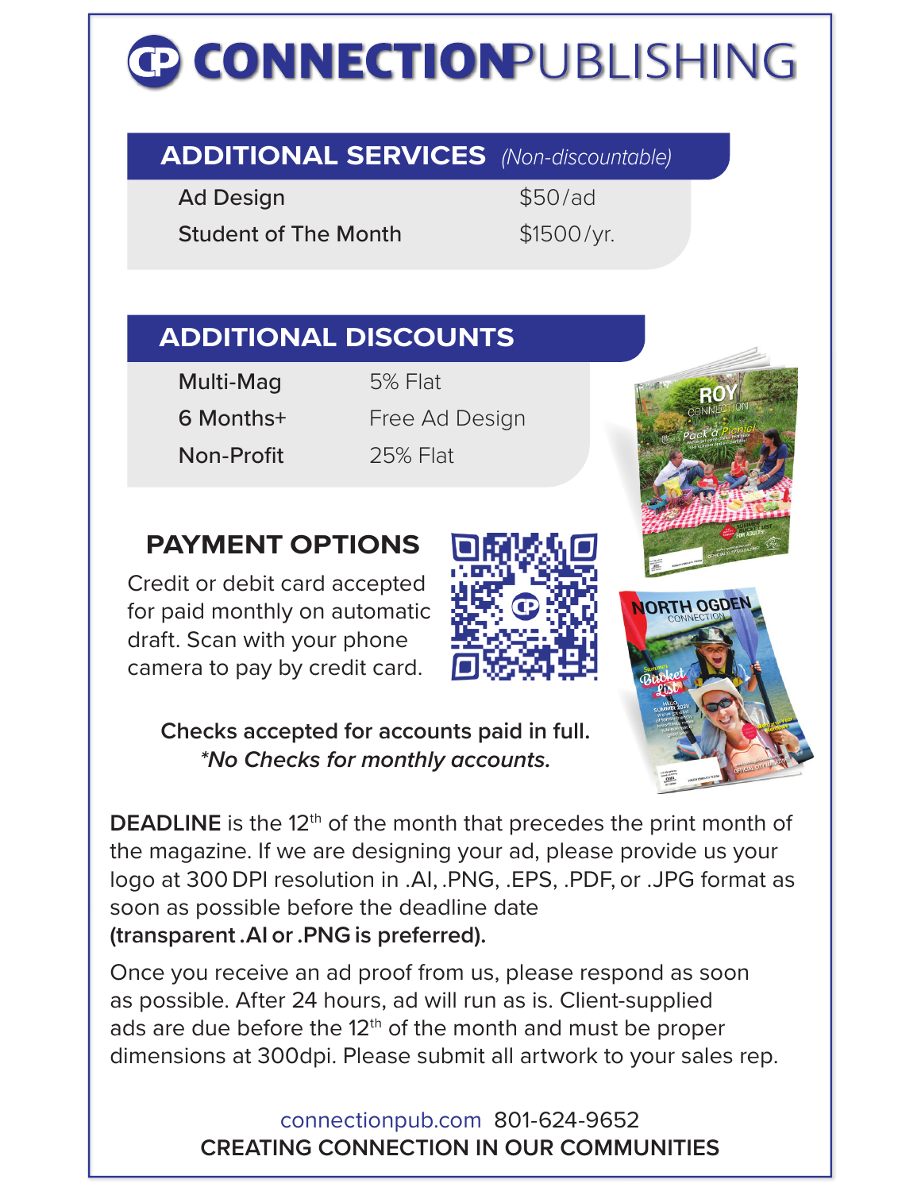# CONNECTIONPUBLISHING

## ADDITIONAL SERVICES *(Non-discountable)*

| | |
|---|---|
| Ad Design | $50/ad |
| Student of The Month | $1500/yr. |

## ADDITIONAL DISCOUNTS

| | |
|---|---|
| Multi-Mag | 5% Flat |
| 6 Months+ | Free Ad Design |
| Non-Profit | 25% Flat |

## PAYMENT OPTIONS

Credit or debit card accepted for paid monthly on automatic draft. Scan with your phone camera to pay by credit card.

**Checks accepted for accounts paid in full.**
***No Checks for monthly accounts.***

**DEADLINE** is the 12th of the month that precedes the print month of the magazine. If we are designing your ad, please provide us your logo at 300 DPI resolution in .AI, .PNG, .EPS, .PDF, or .JPG format as soon as possible before the deadline date **(transparent .AI or .PNG is preferred).**

Once you receive an ad proof from us, please respond as soon as possible. After 24 hours, ad will run as is. Client-supplied ads are due before the 12th of the month and must be proper dimensions at 300dpi. Please submit all artwork to your sales rep.

connectionpub.com 801-624-9652

**CREATING CONNECTION IN OUR COMMUNITIES**